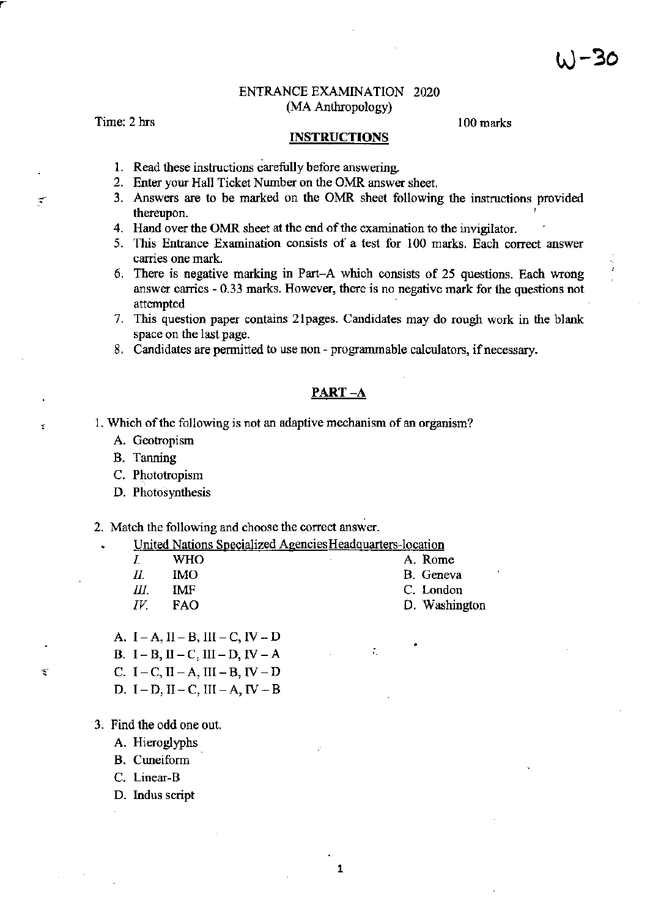W-30

# ENTRANCE EXAMINATION 2020
## (MA Anthropology)

Time: 2 hrs

100 marks

**INSTRUCTIONS**

1. Read these instructions carefully before answering.
2. Enter your Hall Ticket Number on the OMR answer sheet.
3. Answers are to be marked on the OMR sheet following the instructions provided thereupon.
4. Hand over the OMR sheet at the end of the examination to the invigilator.
5. This Entrance Examination consists of a test for 100 marks. Each correct answer carries one mark.
6. There is negative marking in Part–A which consists of 25 questions. Each wrong answer carries - 0.33 marks. However, there is no negative mark for the questions not attempted
7. This question paper contains 21pages. Candidates may do rough work in the blank space on the last page.
8. Candidates are permitted to use non - programmable calculators, if necessary.

## PART –A

1. Which of the following is not an adaptive mechanism of an organism?
   A. Geotropism
   B. Tanning
   C. Phototropism
   D. Photosynthesis

2. Match the following and choose the correct answer.

   United Nations Specialized AgenciesHeadquarters-location

   | | | |
   |---|---|---|
   | *I.* | WHO | A. Rome |
   | *II.* | IMO | B. Geneva |
   | *III.* | IMF | C. London |
   | *IV.* | FAO | D. Washington |

   A. I – A, II – B, III – C, IV – D
   B. I – B, II – C, III – D, IV – A
   C. I – C, II – A, III – B, IV – D
   D. I – D, II – C, III – A, IV – B

3. Find the odd one out.
   A. Hieroglyphs
   B. Cuneiform
   C. Linear-B
   D. Indus script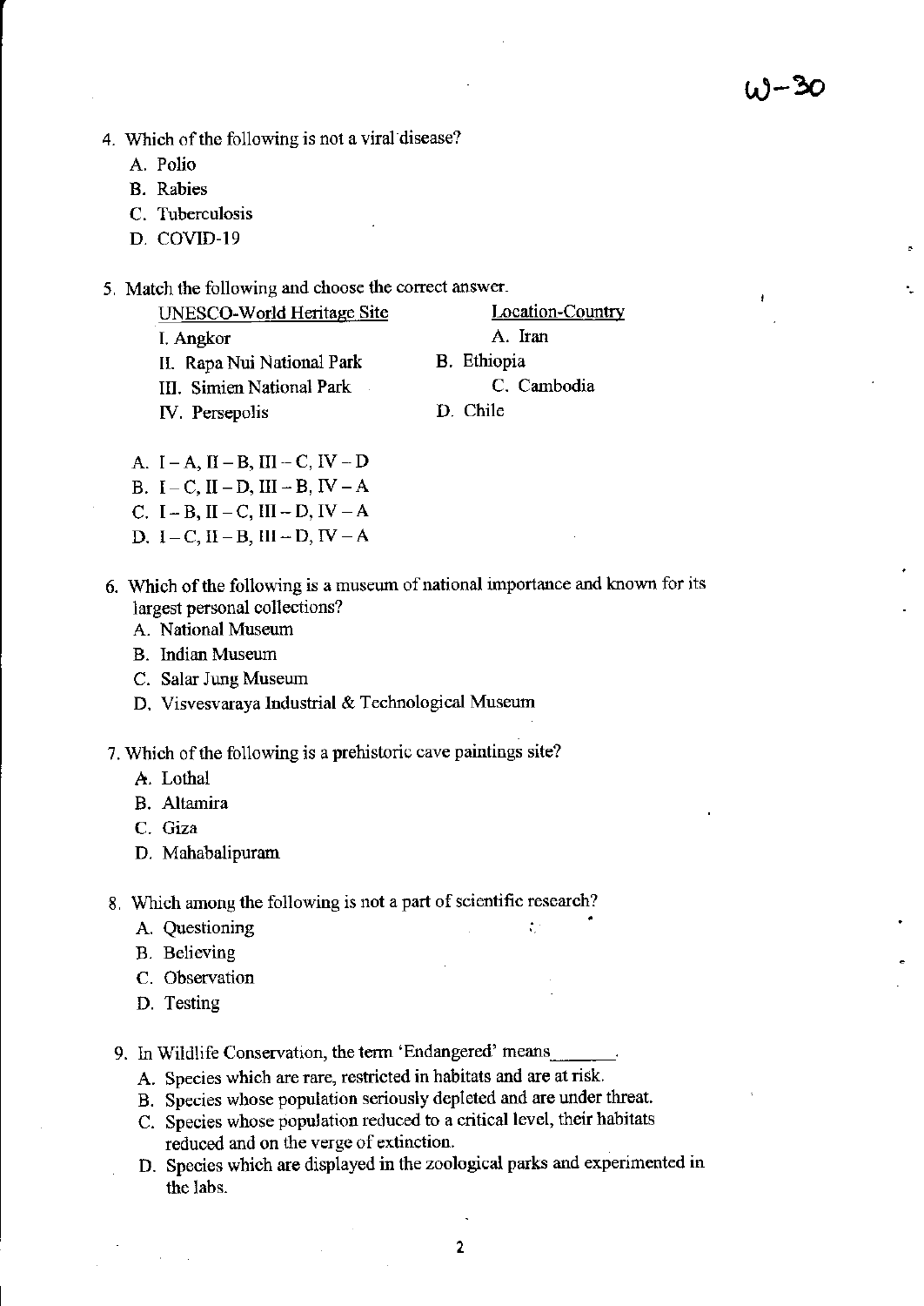W-30

4. Which of the following is not a viral disease?
   - A. Polio
   - B. Rabies
   - C. Tuberculosis
   - D. COVID-19

5. Match the following and choose the correct answer.

| UNESCO-World Heritage Site | Location-Country |
|---|---|
| I. Angkor | A. Iran |
| II. Rapa Nui National Park | B. Ethiopia |
| III. Simien National Park | C. Cambodia |
| IV. Persepolis | D. Chile |

   - A. I – A, II – B, III – C, IV – D
   - B. I – C, II – D, III – B, IV – A
   - C. I – B, II – C, III – D, IV – A
   - D. I – C, II – B, III – D, IV – A

6. Which of the following is a museum of national importance and known for its largest personal collections?
   - A. National Museum
   - B. Indian Museum
   - C. Salar Jung Museum
   - D. Visvesvaraya Industrial & Technological Museum

7. Which of the following is a prehistoric cave paintings site?
   - A. Lothal
   - B. Altamira
   - C. Giza
   - D. Mahabalipuram

8. Which among the following is not a part of scientific research?
   - A. Questioning
   - B. Believing
   - C. Observation
   - D. Testing

9. In Wildlife Conservation, the term 'Endangered' means_______.
   - A. Species which are rare, restricted in habitats and are at risk.
   - B. Species whose population seriously depleted and are under threat.
   - C. Species whose population reduced to a critical level, their habitats reduced and on the verge of extinction.
   - D. Species which are displayed in the zoological parks and experimented in the labs.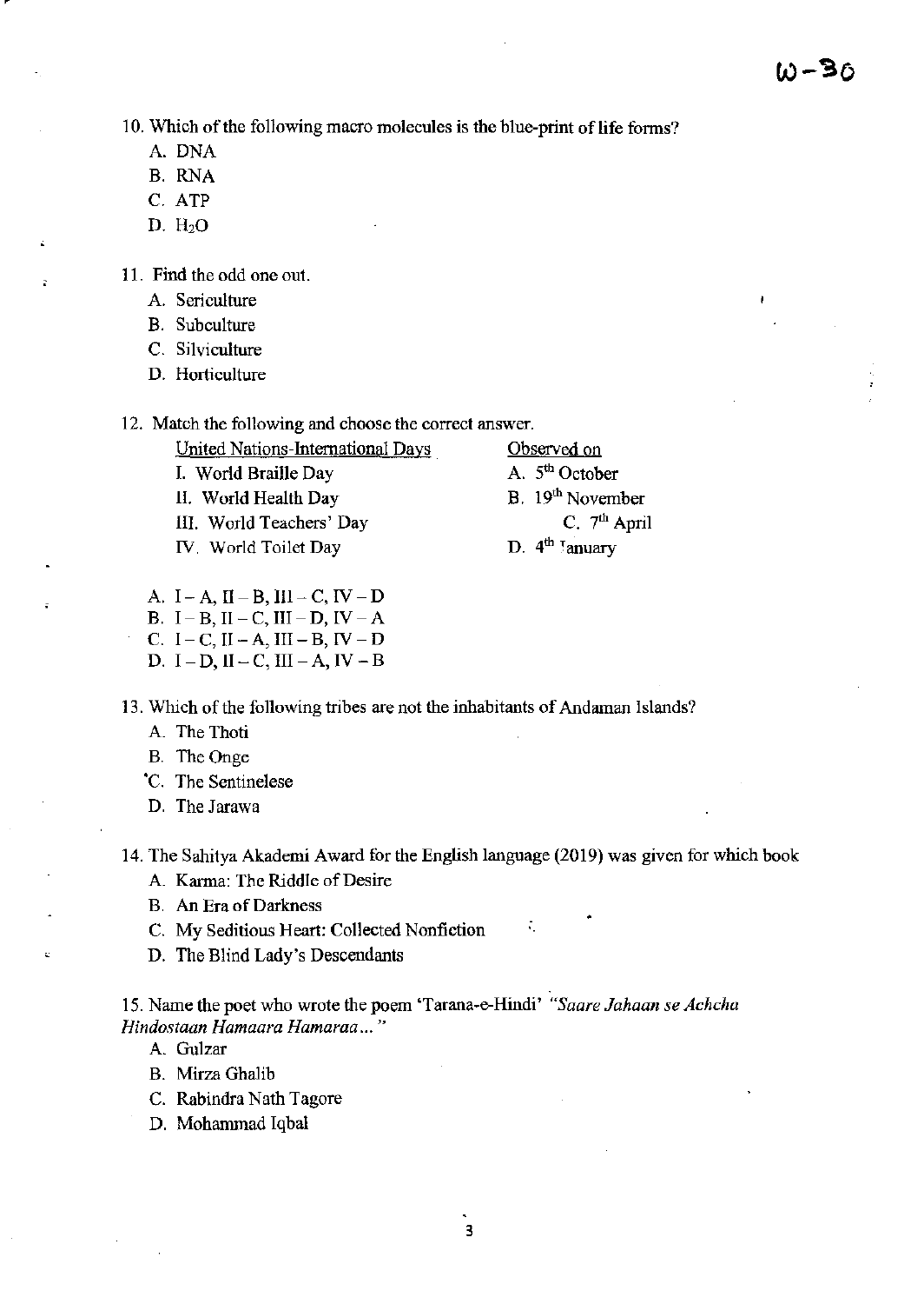W-30

10. Which of the following macro molecules is the blue-print of life forms?
   A. DNA
   B. RNA
   C. ATP
   D. $H_2O$

11. Find the odd one out.
   A. Sericulture
   B. Subculture
   C. Silviculture
   D. Horticulture

12. Match the following and choose the correct answer.

| United Nations-International Days | Observed on |
| --- | --- |
| I. World Braille Day | A. 5th October |
| II. World Health Day | B. 19th November |
| III. World Teachers' Day | C. 7th April |
| IV. World Toilet Day | D. 4th January |

   A. I – A, II – B, III – C, IV – D
   B. I – B, II – C, III – D, IV – A
   C. I – C, II – A, III – B, IV – D
   D. I – D, II – C, III – A, IV – B

13. Which of the following tribes are not the inhabitants of Andaman Islands?
   A. The Thoti
   B. The Onge
   C. The Sentinelese
   D. The Jarawa

14. The Sahitya Akademi Award for the English language (2019) was given for which book
   A. Karma: The Riddle of Desire
   B. An Era of Darkness
   C. My Seditious Heart: Collected Nonfiction
   D. The Blind Lady's Descendants

15. Name the poet who wrote the poem 'Tarana-e-Hindi' *"Saare Jahaan se Achcha Hindostaan Hamaara Hamaraa..."*
   A. Gulzar
   B. Mirza Ghalib
   C. Rabindra Nath Tagore
   D. Mohammad Iqbal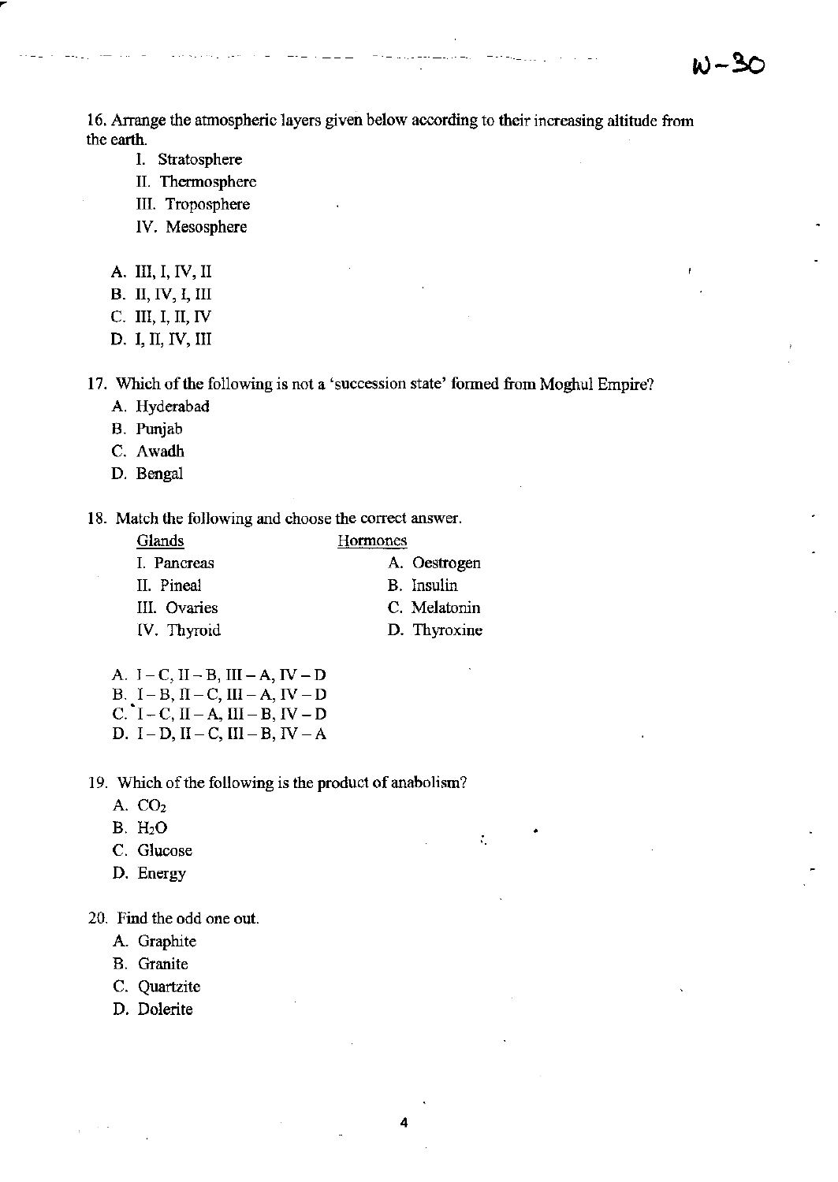16. Arrange the atmospheric layers given below according to their increasing altitude from the earth.

I. Stratosphere
II. Thermosphere
III. Troposphere
IV. Mesosphere

A. III, I, IV, II
B. II, IV, I, III
C. III, I, II, IV
D. I, II, IV, III

17. Which of the following is not a 'succession state' formed from Moghul Empire?

A. Hyderabad
B. Punjab
C. Awadh
D. Bengal

18. Match the following and choose the correct answer.

| Glands | Hormones |
|---|---|
| I. Pancreas | A. Oestrogen |
| II. Pineal | B. Insulin |
| III. Ovaries | C. Melatonin |
| IV. Thyroid | D. Thyroxine |

A. I – C, II – B, III – A, IV – D
B. I – B, II – C, III – A, IV – D
C. I – C, II – A, III – B, IV – D
D. I – D, II – C, III – B, IV – A

19. Which of the following is the product of anabolism?

A. $CO_2$
B. $H_2O$
C. Glucose
D. Energy

20. Find the odd one out.

A. Graphite
B. Granite
C. Quartzite
D. Dolerite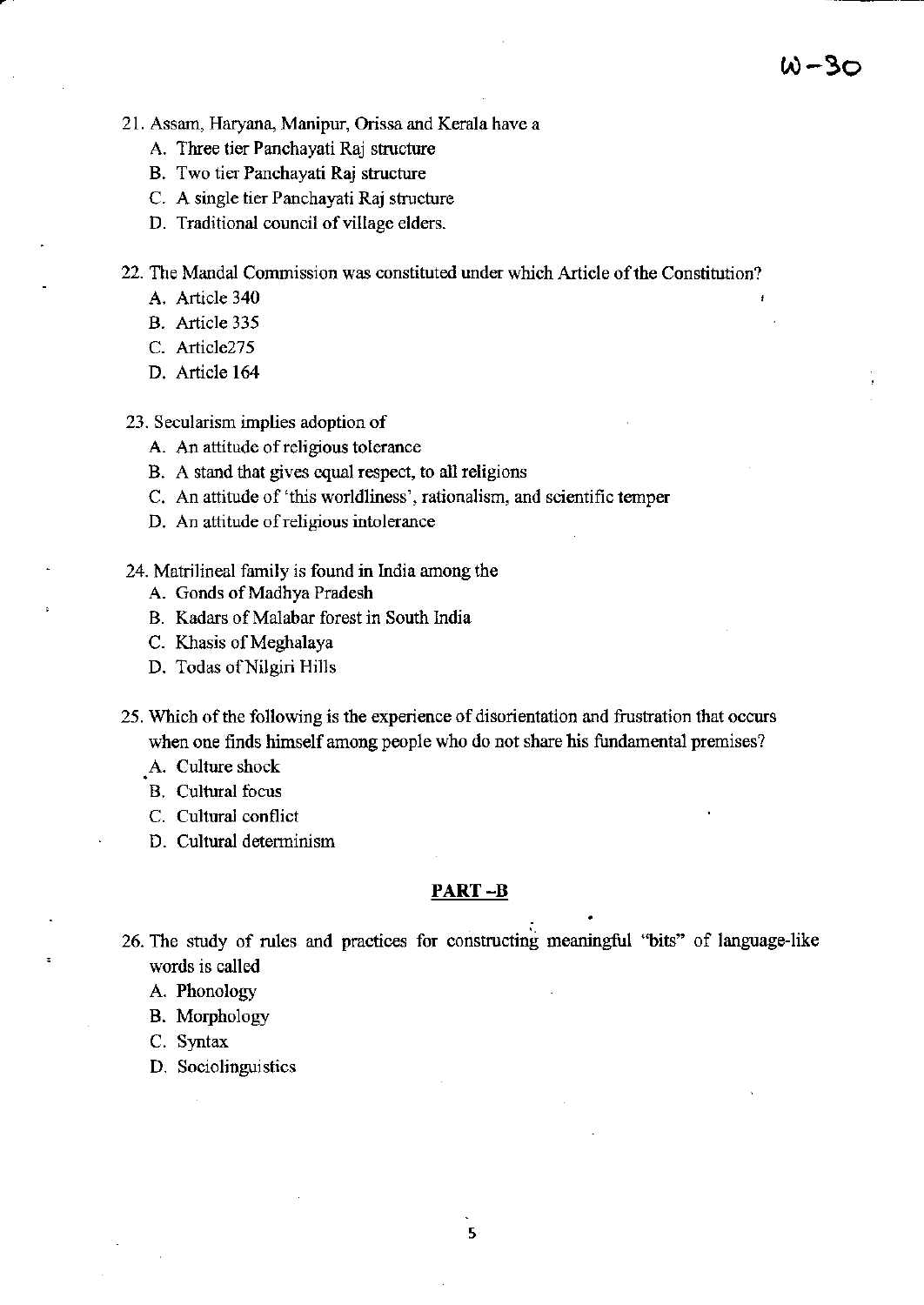21. Assam, Haryana, Manipur, Orissa and Kerala have a
    A. Three tier Panchayati Raj structure
    B. Two tier Panchayati Raj structure
    C. A single tier Panchayati Raj structure
    D. Traditional council of village elders.

22. The Mandal Commission was constituted under which Article of the Constitution?
    A. Article 340
    B. Article 335
    C. Article275
    D. Article 164

23. Secularism implies adoption of
    A. An attitude of religious tolerance
    B. A stand that gives equal respect, to all religions
    C. An attitude of 'this worldliness', rationalism, and scientific temper
    D. An attitude of religious intolerance

24. Matrilineal family is found in India among the
    A. Gonds of Madhya Pradesh
    B. Kadars of Malabar forest in South India
    C. Khasis of Meghalaya
    D. Todas of Nilgiri Hills

25. Which of the following is the experience of disorientation and frustration that occurs when one finds himself among people who do not share his fundamental premises?
    A. Culture shock
    B. Cultural focus
    C. Cultural conflict
    D. Cultural determinism

## PART -B

26. The study of rules and practices for constructing meaningful "bits" of language-like words is called
    A. Phonology
    B. Morphology
    C. Syntax
    D. Sociolinguistics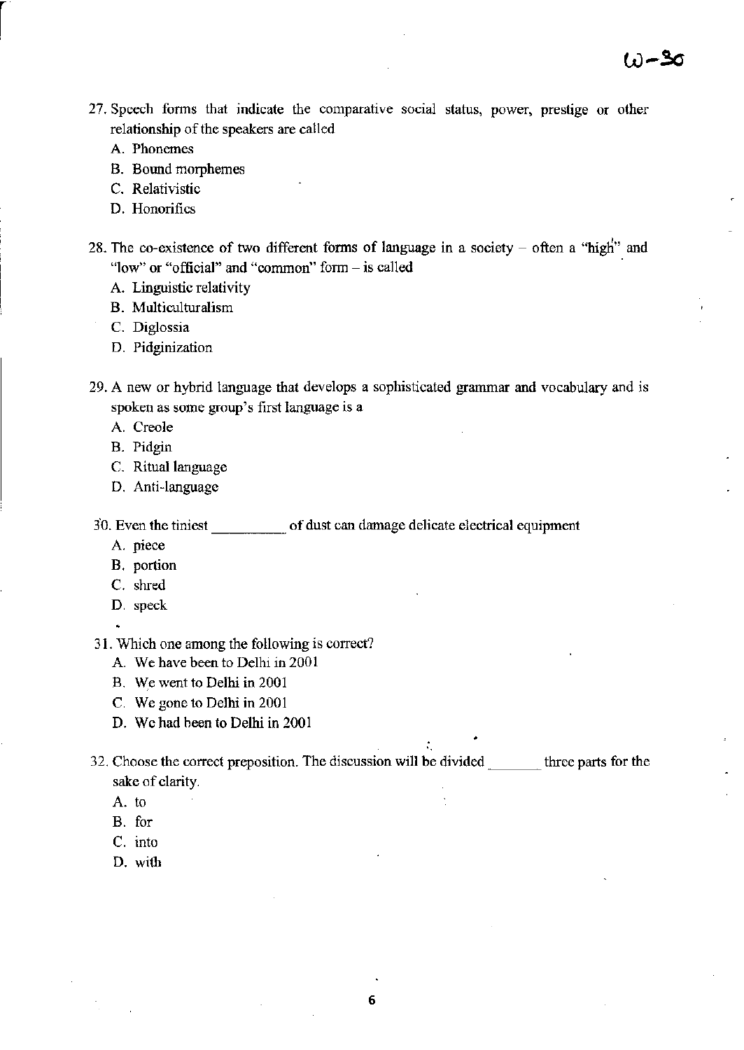27. Speech forms that indicate the comparative social status, power, prestige or other relationship of the speakers are called
    - A. Phonemes
    - B. Bound morphemes
    - C. Relativistic
    - D. Honorifics

28. The co-existence of two different forms of language in a society – often a "high" and "low" or "official" and "common" form – is called
    - A. Linguistic relativity
    - B. Multiculturalism
    - C. Diglossia
    - D. Pidginization

29. A new or hybrid language that develops a sophisticated grammar and vocabulary and is spoken as some group's first language is a
    - A. Creole
    - B. Pidgin
    - C. Ritual language
    - D. Anti-language

30. Even the tiniest __________ of dust can damage delicate electrical equipment
    - A. piece
    - B. portion
    - C. shred
    - D. speck

31. Which one among the following is correct?
    - A. We have been to Delhi in 2001
    - B. We went to Delhi in 2001
    - C. We gone to Delhi in 2001
    - D. We had been to Delhi in 2001

32. Choose the correct preposition. The discussion will be divided _______ three parts for the sake of clarity.
    - A. to
    - B. for
    - C. into
    - D. with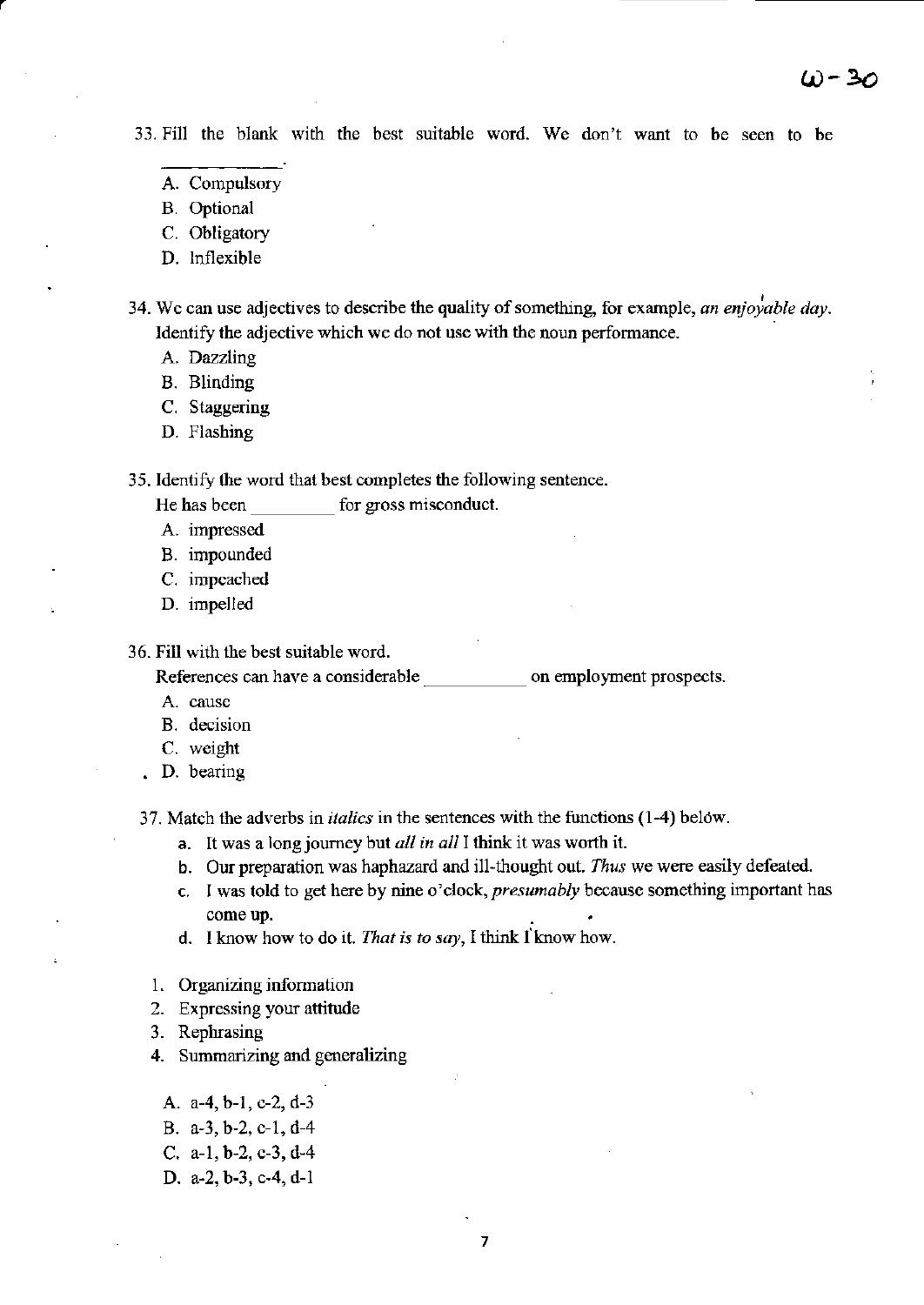W-30

33. Fill the blank with the best suitable word. We don't want to be seen to be \_\_\_\_\_\_\_\_\_\_.

   A. Compulsory
   B. Optional
   C. Obligatory
   D. Inflexible

34. We can use adjectives to describe the quality of something, for example, *an enjoyable day.* Identify the adjective which we do not use with the noun performance.

   A. Dazzling
   B. Blinding
   C. Staggering
   D. Flashing

35. Identify the word that best completes the following sentence.
   He has been \_\_\_\_\_\_\_\_\_ for gross misconduct.

   A. impressed
   B. impounded
   C. impeached
   D. impelled

36. Fill with the best suitable word.
   References can have a considerable \_\_\_\_\_\_\_\_\_\_\_ on employment prospects.

   A. cause
   B. decision
   C. weight
   D. bearing

37. Match the adverbs in *italics* in the sentences with the functions (1-4) below.

   a. It was a long journey but *all in all* I think it was worth it.
   b. Our preparation was haphazard and ill-thought out. *Thus* we were easily defeated.
   c. I was told to get here by nine o'clock, *presumably* because something important has come up.
   d. I know how to do it. *That is to say*, I think I know how.

   1. Organizing information
   2. Expressing your attitude
   3. Rephrasing
   4. Summarizing and generalizing

   A. a-4, b-1, c-2, d-3
   B. a-3, b-2, c-1, d-4
   C. a-1, b-2, c-3, d-4
   D. a-2, b-3, c-4, d-1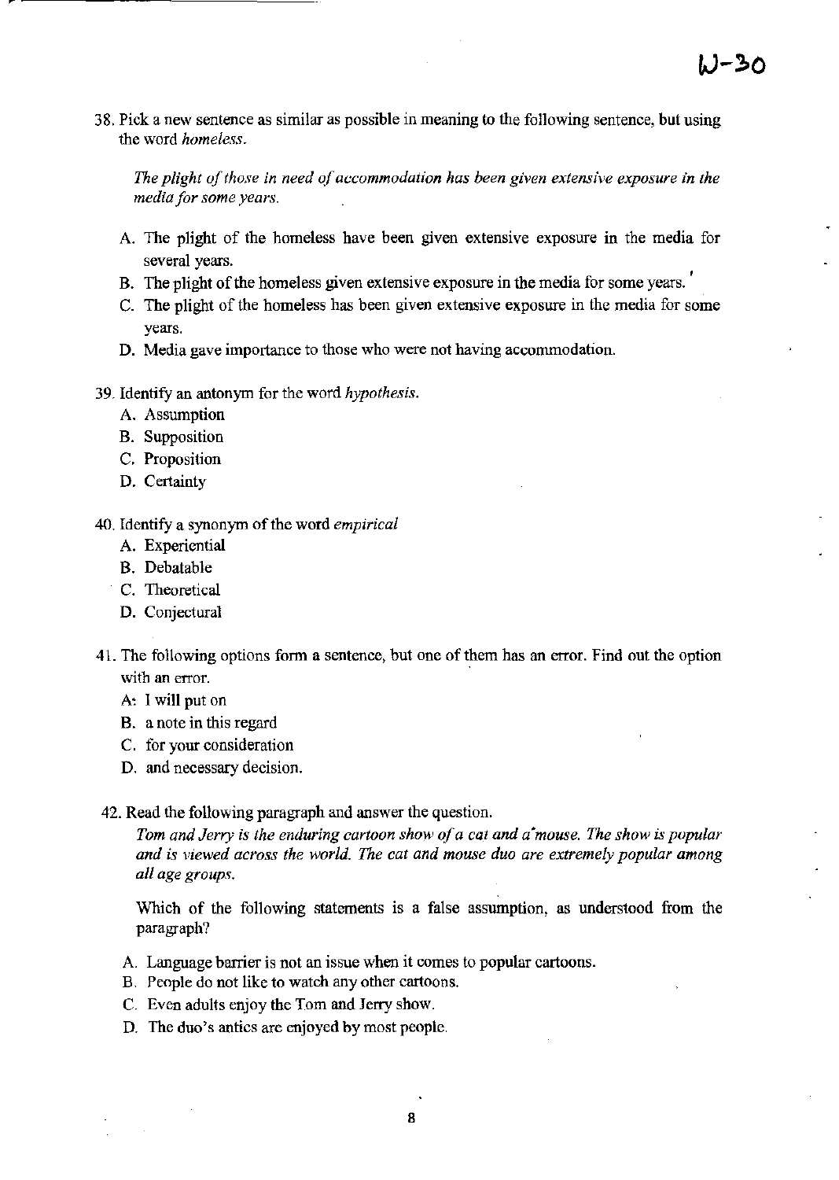38. Pick a new sentence as similar as possible in meaning to the following sentence, but using the word *homeless*.

    *The plight of those in need of accommodation has been given extensive exposure in the media for some years.*

    A. The plight of the homeless have been given extensive exposure in the media for several years.
    B. The plight of the homeless given extensive exposure in the media for some years.
    C. The plight of the homeless has been given extensive exposure in the media for some years.
    D. Media gave importance to those who were not having accommodation.

39. Identify an antonym for the word *hypothesis*.
    A. Assumption
    B. Supposition
    C. Proposition
    D. Certainty

40. Identify a synonym of the word *empirical*
    A. Experiential
    B. Debatable
    C. Theoretical
    D. Conjectural

41. The following options form a sentence, but one of them has an error. Find out the option with an error.
    A: I will put on
    B. a note in this regard
    C. for your consideration
    D. and necessary decision.

42. Read the following paragraph and answer the question.

    *Tom and Jerry is the enduring cartoon show of a cat and a mouse. The show is popular and is viewed across the world. The cat and mouse duo are extremely popular among all age groups.*

    Which of the following statements is a false assumption, as understood from the paragraph?

    A. Language barrier is not an issue when it comes to popular cartoons.
    B. People do not like to watch any other cartoons.
    C. Even adults enjoy the Tom and Jerry show.
    D. The duo's antics are enjoyed by most people.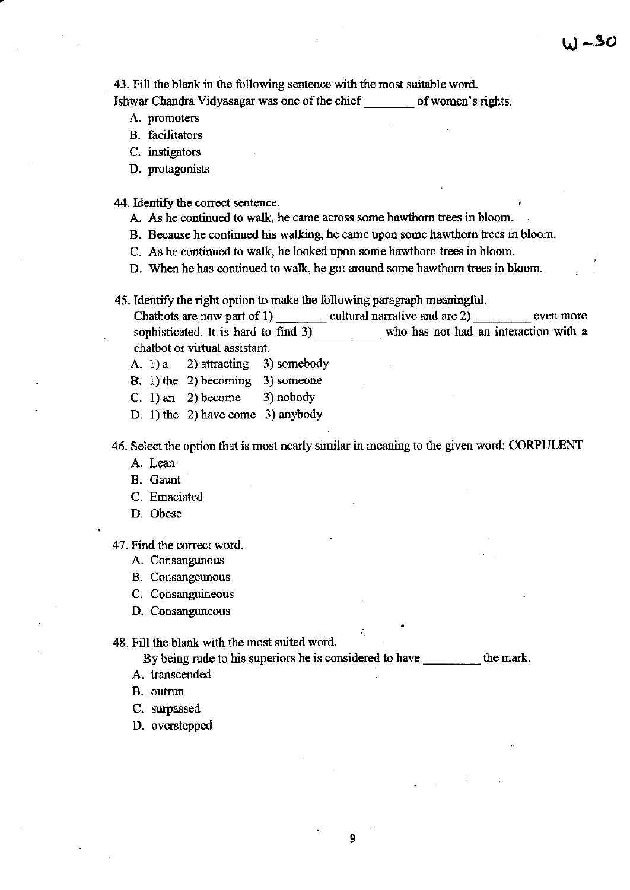43. Fill the blank in the following sentence with the most suitable word.
Ishwar Chandra Vidyasagar was one of the chief ________ of women's rights.

A. promoters
B. facilitators
C. instigators
D. protagonists

44. Identify the correct sentence.

A. As he continued to walk, he came across some hawthorn trees in bloom.
B. Because he continued his walking, he came upon some hawthorn trees in bloom.
C. As he continued to walk, he looked upon some hawthorn trees in bloom.
D. When he has continued to walk, he got around some hawthorn trees in bloom.

45. Identify the right option to make the following paragraph meaningful.
Chatbots are now part of 1) ________ cultural narrative and are 2) ________ even more sophisticated. It is hard to find 3) __________ who has not had an interaction with a chatbot or virtual assistant.

A. 1) a 2) attracting 3) somebody
B. 1) the 2) becoming 3) someone
C. 1) an 2) become 3) nobody
D. 1) the 2) have come 3) anybody

46. Select the option that is most nearly similar in meaning to the given word: CORPULENT

A. Lean
B. Gaunt
C. Emaciated
D. Obese

47. Find the correct word.

A. Consangunous
B. Consangeunous
C. Consanguineous
D. Consanguneous

48. Fill the blank with the most suited word.
By being rude to his superiors he is considered to have _________ the mark.

A. transcended
B. outrun
C. surpassed
D. overstepped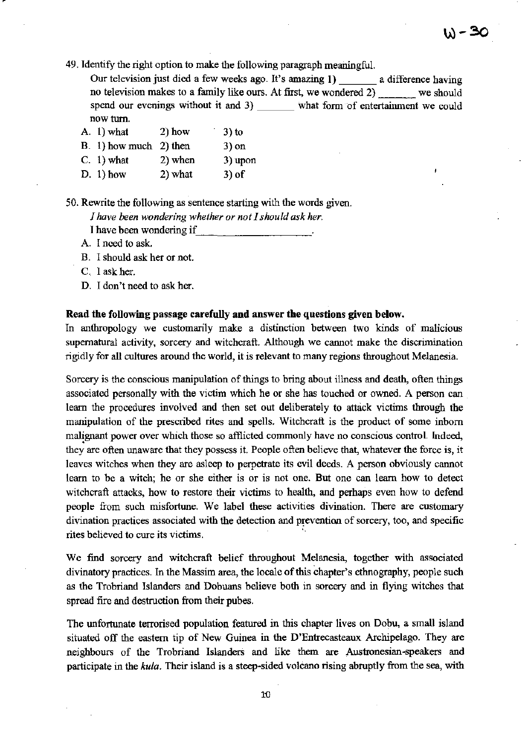49. Identify the right option to make the following paragraph meaningful.

Our television just died a few weeks ago. It's amazing 1) _______ a difference having no television makes to a family like ours. At first, we wondered 2) _______ we should spend our evenings without it and 3) _______ what form of entertainment we could now turn.

A. 1) what 2) how 3) to
B. 1) how much 2) then 3) on
C. 1) what 2) when 3) upon
D. 1) how 2) what 3) of

50. Rewrite the following as sentence starting with the words given.

*I have been wondering whether or not I should ask her.*

I have been wondering if_________________.

A. I need to ask.
B. I should ask her or not.
C. I ask her.
D. I don't need to ask her.

**Read the following passage carefully and answer the questions given below.**

In anthropology we customarily make a distinction between two kinds of malicious supernatural activity, sorcery and witchcraft. Although we cannot make the discrimination rigidly for all cultures around the world, it is relevant to many regions throughout Melanesia.

Sorcery is the conscious manipulation of things to bring about illness and death, often things associated personally with the victim which he or she has touched or owned. A person can learn the procedures involved and then set out deliberately to attack victims through the manipulation of the prescribed rites and spells. Witchcraft is the product of some inborn malignant power over which those so afflicted commonly have no conscious control. Indeed, they are often unaware that they possess it. People often believe that, whatever the force is, it leaves witches when they are asleep to perpetrate its evil deeds. A person obviously cannot learn to be a witch; he or she either is or is not one. But one can learn how to detect witchcraft attacks, how to restore their victims to health, and perhaps even how to defend people from such misfortune. We label these activities divination. There are customary divination practices associated with the detection and prevention of sorcery, too, and specific rites believed to cure its victims.

We find sorcery and witchcraft belief throughout Melanesia, together with associated divinatory practices. In the Massim area, the locale of this chapter's ethnography, people such as the Trobriand Islanders and Dobuans believe both in sorcery and in flying witches that spread fire and destruction from their pubes.

The unfortunate terrorised population featured in this chapter lives on Dobu, a small island situated off the eastern tip of New Guinea in the D'Entrecasteaux Archipelago. They are neighbours of the Trobriand Islanders and like them are Austronesian-speakers and participate in the *kula*. Their island is a steep-sided volcano rising abruptly from the sea, with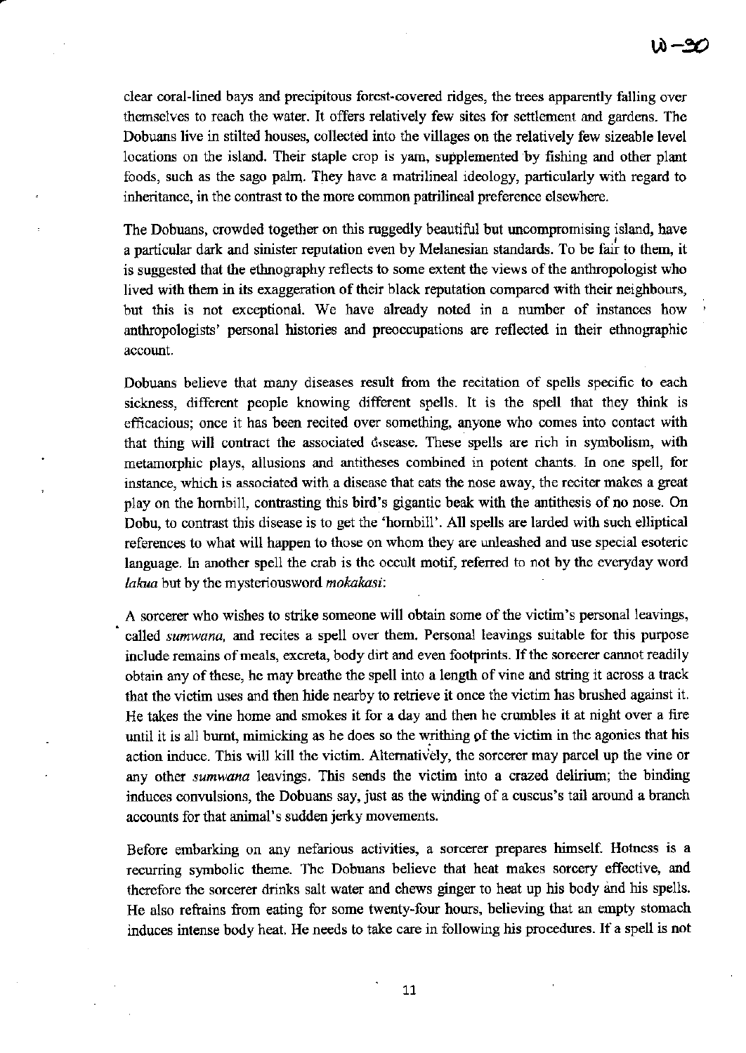clear coral-lined bays and precipitous forest-covered ridges, the trees apparently falling over themselves to reach the water. It offers relatively few sites for settlement and gardens. The Dobuans live in stilted houses, collected into the villages on the relatively few sizeable level locations on the island. Their staple crop is yam, supplemented by fishing and other plant foods, such as the sago palm. They have a matrilineal ideology, particularly with regard to inheritance, in the contrast to the more common patrilineal preference elsewhere.

The Dobuans, crowded together on this ruggedly beautiful but uncompromising island, have a particular dark and sinister reputation even by Melanesian standards. To be fair to them, it is suggested that the ethnography reflects to some extent the views of the anthropologist who lived with them in its exaggeration of their black reputation compared with their neighbours, but this is not exceptional. We have already noted in a number of instances how anthropologists' personal histories and preoccupations are reflected in their ethnographic account.

Dobuans believe that many diseases result from the recitation of spells specific to each sickness, different people knowing different spells. It is the spell that they think is efficacious; once it has been recited over something, anyone who comes into contact with that thing will contract the associated disease. These spells are rich in symbolism, with metamorphic plays, allusions and antitheses combined in potent chants. In one spell, for instance, which is associated with a disease that eats the nose away, the reciter makes a great play on the hornbill, contrasting this bird's gigantic beak with the antithesis of no nose. On Dobu, to contrast this disease is to get the 'hornbill'. All spells are larded with such elliptical references to what will happen to those on whom they are unleashed and use special esoteric language. In another spell the crab is the occult motif, referred to not by the everyday word *lakua* but by the mysteriousword *mokakasi*:

A sorcerer who wishes to strike someone will obtain some of the victim's personal leavings, called *sumwana*, and recites a spell over them. Personal leavings suitable for this purpose include remains of meals, excreta, body dirt and even footprints. If the sorcerer cannot readily obtain any of these, he may breathe the spell into a length of vine and string it across a track that the victim uses and then hide nearby to retrieve it once the victim has brushed against it. He takes the vine home and smokes it for a day and then he crumbles it at night over a fire until it is all burnt, mimicking as he does so the writhing of the victim in the agonies that his action induce. This will kill the victim. Alternatively, the sorcerer may parcel up the vine or any other *sumwana* leavings. This sends the victim into a crazed delirium; the binding induces convulsions, the Dobuans say, just as the winding of a cuscus's tail around a branch accounts for that animal's sudden jerky movements.

Before embarking on any nefarious activities, a sorcerer prepares himself. Hotness is a recurring symbolic theme. The Dobuans believe that heat makes sorcery effective, and therefore the sorcerer drinks salt water and chews ginger to heat up his body and his spells. He also refrains from eating for some twenty-four hours, believing that an empty stomach induces intense body heat. He needs to take care in following his procedures. If a spell is not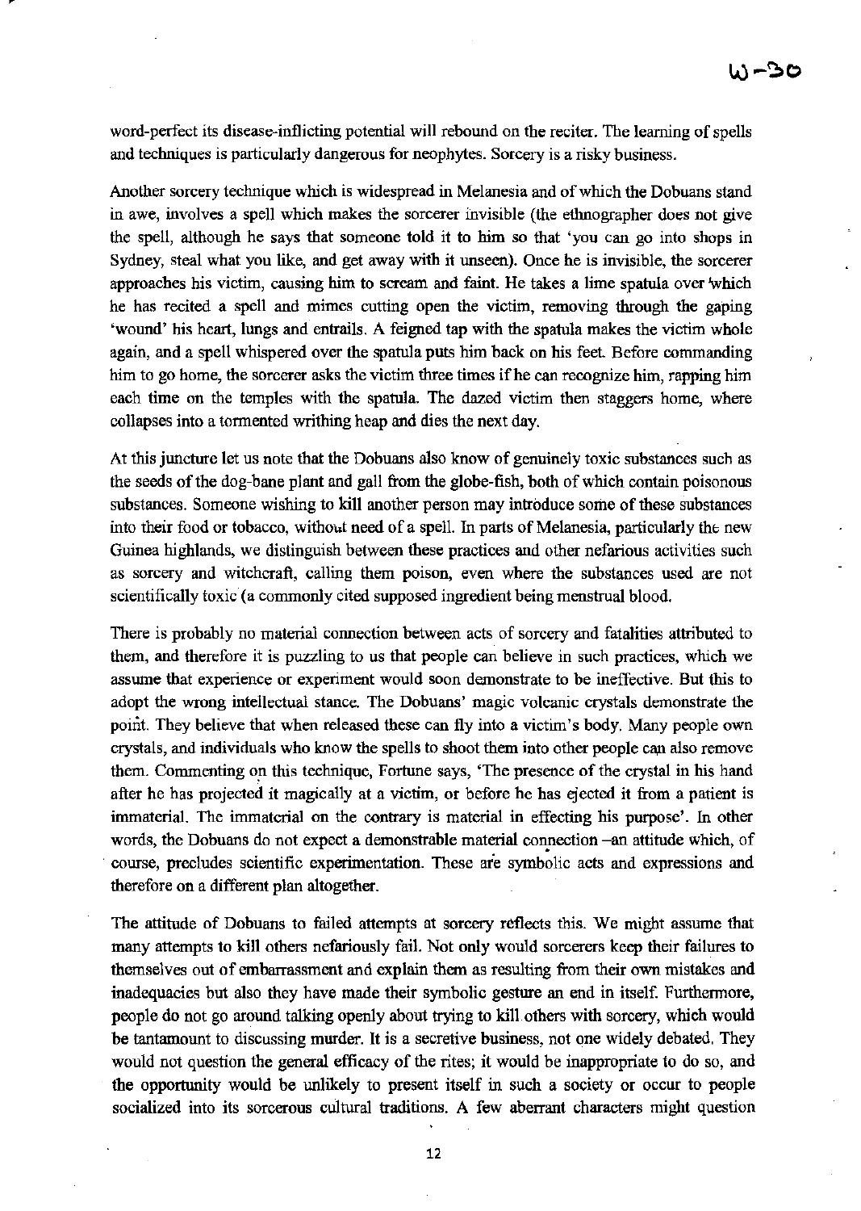word-perfect its disease-inflicting potential will rebound on the reciter. The learning of spells and techniques is particularly dangerous for neophytes. Sorcery is a risky business.

Another sorcery technique which is widespread in Melanesia and of which the Dobuans stand in awe, involves a spell which makes the sorcerer invisible (the ethnographer does not give the spell, although he says that someone told it to him so that 'you can go into shops in Sydney, steal what you like, and get away with it unseen). Once he is invisible, the sorcerer approaches his victim, causing him to scream and faint. He takes a lime spatula over which he has recited a spell and mimes cutting open the victim, removing through the gaping 'wound' his heart, lungs and entrails. A feigned tap with the spatula makes the victim whole again, and a spell whispered over the spatula puts him back on his feet. Before commanding him to go home, the sorcerer asks the victim three times if he can recognize him, rapping him each time on the temples with the spatula. The dazed victim then staggers home, where collapses into a tormented writhing heap and dies the next day.

At this juncture let us note that the Dobuans also know of genuinely toxic substances such as the seeds of the dog-bane plant and gall from the globe-fish, both of which contain poisonous substances. Someone wishing to kill another person may introduce some of these substances into their food or tobacco, without need of a spell. In parts of Melanesia, particularly the new Guinea highlands, we distinguish between these practices and other nefarious activities such as sorcery and witchcraft, calling them poison, even where the substances used are not scientifically toxic (a commonly cited supposed ingredient being menstrual blood.

There is probably no material connection between acts of sorcery and fatalities attributed to them, and therefore it is puzzling to us that people can believe in such practices, which we assume that experience or experiment would soon demonstrate to be ineffective. But this to adopt the wrong intellectual stance. The Dobuans' magic volcanic crystals demonstrate the point. They believe that when released these can fly into a victim's body. Many people own crystals, and individuals who know the spells to shoot them into other people can also remove them. Commenting on this technique, Fortune says, 'The presence of the crystal in his hand after he has projected it magically at a victim, or before he has ejected it from a patient is immaterial. The immaterial on the contrary is material in effecting his purpose'. In other words, the Dobuans do not expect a demonstrable material connection –an attitude which, of course, precludes scientific experimentation. These are symbolic acts and expressions and therefore on a different plan altogether.

The attitude of Dobuans to failed attempts at sorcery reflects this. We might assume that many attempts to kill others nefariously fail. Not only would sorcerers keep their failures to themselves out of embarrassment and explain them as resulting from their own mistakes and inadequacies but also they have made their symbolic gesture an end in itself. Furthermore, people do not go around talking openly about trying to kill others with sorcery, which would be tantamount to discussing murder. It is a secretive business, not one widely debated. They would not question the general efficacy of the rites; it would be inappropriate to do so, and the opportunity would be unlikely to present itself in such a society or occur to people socialized into its sorcerous cultural traditions. A few aberrant characters might question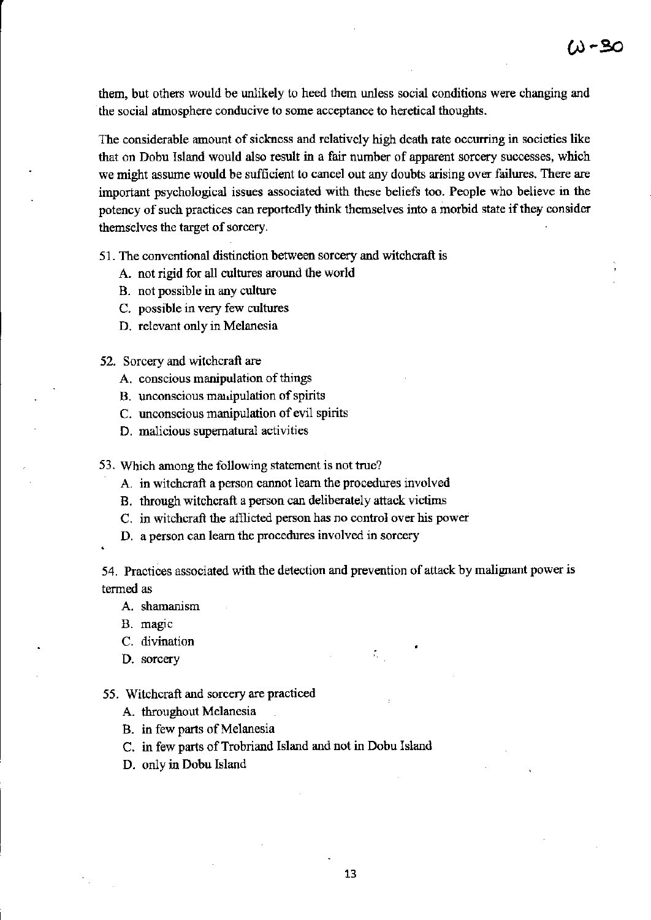them, but others would be unlikely to heed them unless social conditions were changing and the social atmosphere conducive to some acceptance to heretical thoughts.

The considerable amount of sickness and relatively high death rate occurring in societies like that on Dobu Island would also result in a fair number of apparent sorcery successes, which we might assume would be sufficient to cancel out any doubts arising over failures. There are important psychological issues associated with these beliefs too. People who believe in the potency of such practices can reportedly think themselves into a morbid state if they consider themselves the target of sorcery.

51. The conventional distinction between sorcery and witchcraft is
    - A. not rigid for all cultures around the world
    - B. not possible in any culture
    - C. possible in very few cultures
    - D. relevant only in Melanesia

52. Sorcery and witchcraft are
    - A. conscious manipulation of things
    - B. unconscious manipulation of spirits
    - C. unconscious manipulation of evil spirits
    - D. malicious supernatural activities

53. Which among the following statement is not true?
    - A. in witchcraft a person cannot learn the procedures involved
    - B. through witchcraft a person can deliberately attack victims
    - C. in witchcraft the afflicted person has no control over his power
    - D. a person can learn the procedures involved in sorcery

54. Practices associated with the detection and prevention of attack by malignant power is termed as
    - A. shamanism
    - B. magic
    - C. divination
    - D. sorcery

55. Witchcraft and sorcery are practiced
    - A. throughout Melanesia
    - B. in few parts of Melanesia
    - C. in few parts of Trobriand Island and not in Dobu Island
    - D. only in Dobu Island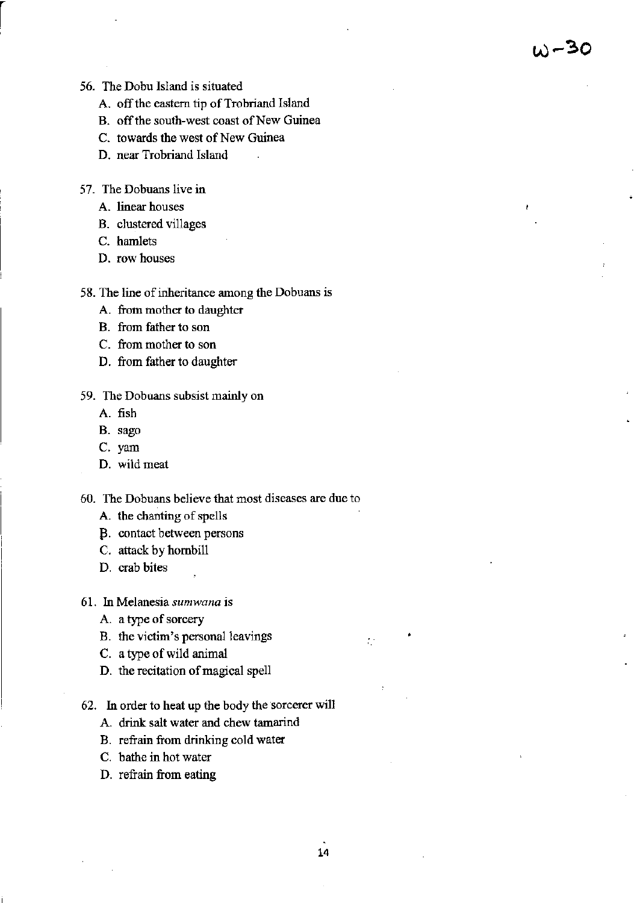56. The Dobu Island is situated
   A. off the eastern tip of Trobriand Island
   B. off the south-west coast of New Guinea
   C. towards the west of New Guinea
   D. near Trobriand Island

57. The Dobuans live in
   A. linear houses
   B. clustered villages
   C. hamlets
   D. row houses

58. The line of inheritance among the Dobuans is
   A. from mother to daughter
   B. from father to son
   C. from mother to son
   D. from father to daughter

59. The Dobuans subsist mainly on
   A. fish
   B. sago
   C. yam
   D. wild meat

60. The Dobuans believe that most diseases are due to
   A. the chanting of spells
   B. contact between persons
   C. attack by hornbill
   D. crab bites

61. In Melanesia *sumwana* is
   A. a type of sorcery
   B. the victim's personal leavings
   C. a type of wild animal
   D. the recitation of magical spell

62. In order to heat up the body the sorcerer will
   A. drink salt water and chew tamarind
   B. refrain from drinking cold water
   C. bathe in hot water
   D. refrain from eating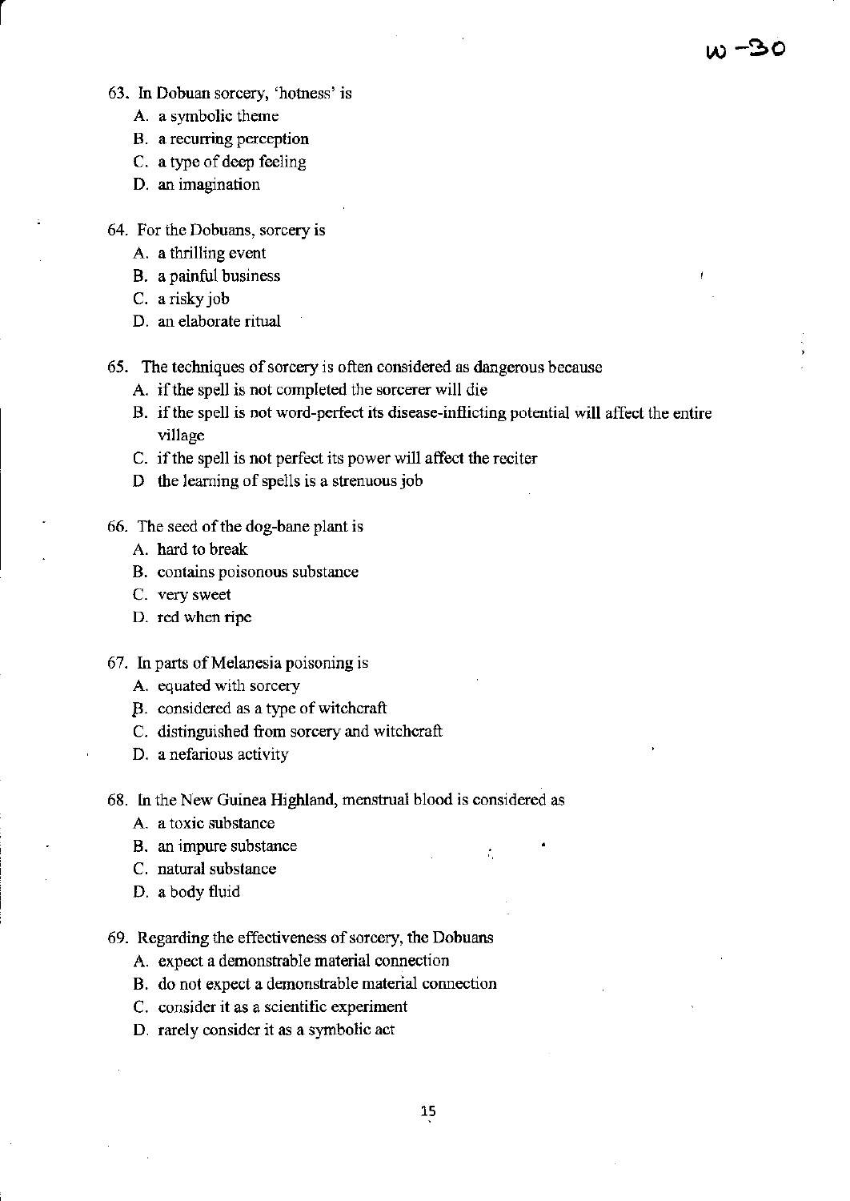63. In Dobuan sorcery, 'hotness' is
    - A. a symbolic theme
    - B. a recurring perception
    - C. a type of deep feeling
    - D. an imagination

64. For the Dobuans, sorcery is
    - A. a thrilling event
    - B. a painful business
    - C. a risky job
    - D. an elaborate ritual

65. The techniques of sorcery is often considered as dangerous because
    - A. if the spell is not completed the sorcerer will die
    - B. if the spell is not word-perfect its disease-inflicting potential will affect the entire village
    - C. if the spell is not perfect its power will affect the reciter
    - D the learning of spells is a strenuous job

66. The seed of the dog-bane plant is
    - A. hard to break
    - B. contains poisonous substance
    - C. very sweet
    - D. red when ripe

67. In parts of Melanesia poisoning is
    - A. equated with sorcery
    - B. considered as a type of witchcraft
    - C. distinguished from sorcery and witchcraft
    - D. a nefarious activity

68. In the New Guinea Highland, menstrual blood is considered as
    - A. a toxic substance
    - B. an impure substance
    - C. natural substance
    - D. a body fluid

69. Regarding the effectiveness of sorcery, the Dobuans
    - A. expect a demonstrable material connection
    - B. do not expect a demonstrable material connection
    - C. consider it as a scientific experiment
    - D. rarely consider it as a symbolic act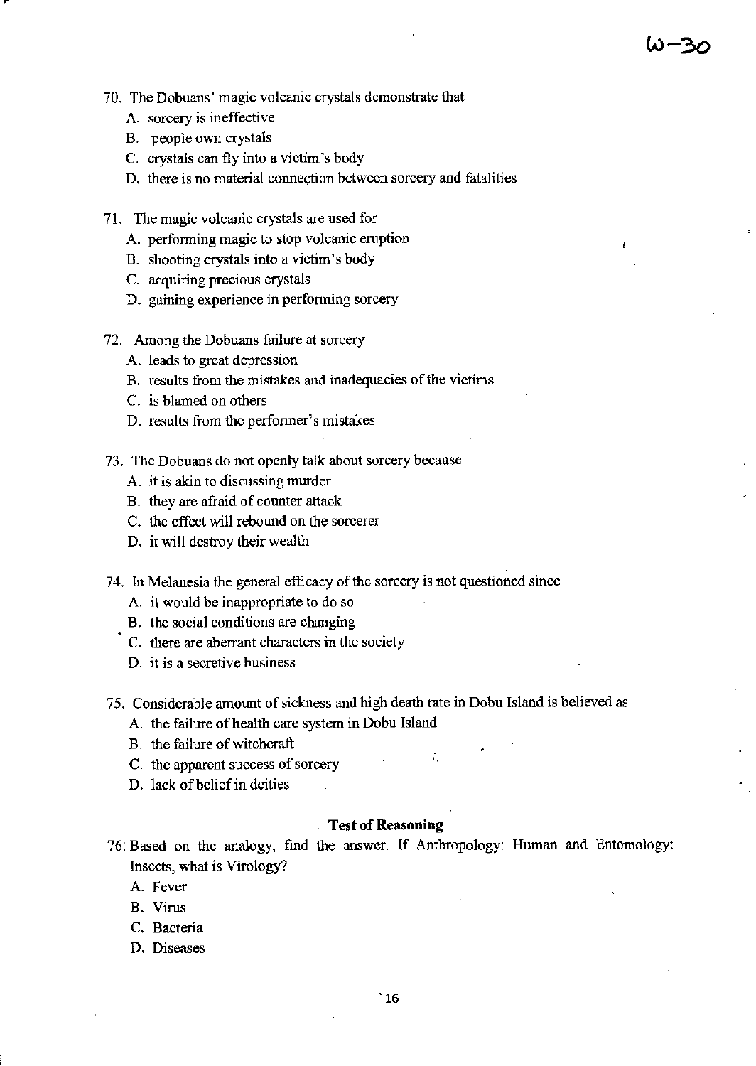70. The Dobuans' magic volcanic crystals demonstrate that
    A. sorcery is ineffective
    B. people own crystals
    C. crystals can fly into a victim's body
    D. there is no material connection between sorcery and fatalities

71. The magic volcanic crystals are used for
    A. performing magic to stop volcanic eruption
    B. shooting crystals into a victim's body
    C. acquiring precious crystals
    D. gaining experience in performing sorcery

72. Among the Dobuans failure at sorcery
    A. leads to great depression
    B. results from the mistakes and inadequacies of the victims
    C. is blamed on others
    D. results from the performer's mistakes

73. The Dobuans do not openly talk about sorcery because
    A. it is akin to discussing murder
    B. they are afraid of counter attack
    C. the effect will rebound on the sorcerer
    D. it will destroy their wealth

74. In Melanesia the general efficacy of the sorcery is not questioned since
    A. it would be inappropriate to do so
    B. the social conditions are changing
    C. there are aberrant characters in the society
    D. it is a secretive business

75. Considerable amount of sickness and high death rate in Dobu Island is believed as
    A. the failure of health care system in Dobu Island
    B. the failure of witchcraft
    C. the apparent success of sorcery
    D. lack of belief in deities

## Test of Reasoning

76. Based on the analogy, find the answer. If Anthropology: Human and Entomology: Insects, what is Virology?
    A. Fever
    B. Virus
    C. Bacteria
    D. Diseases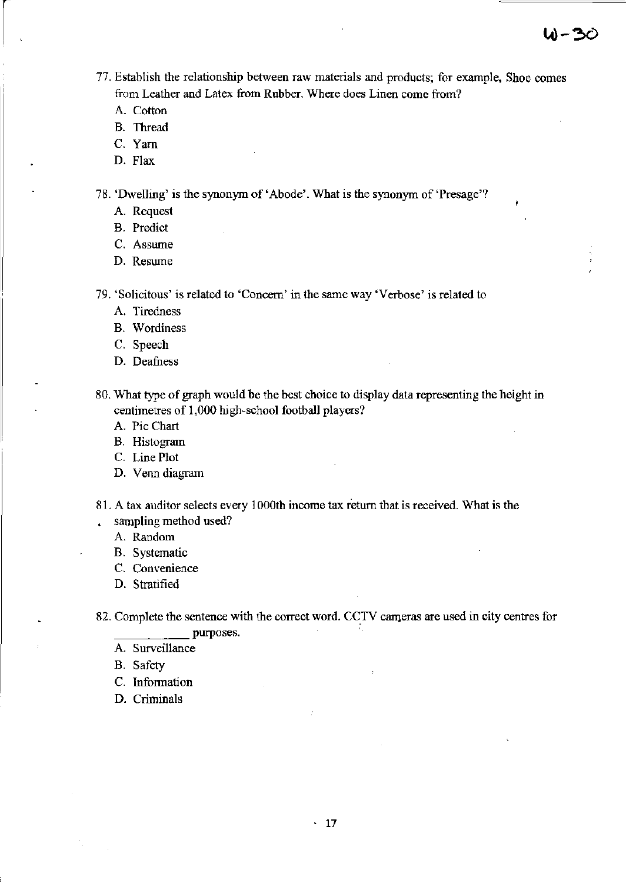77. Establish the relationship between raw materials and products; for example, Shoe comes from Leather and Latex from Rubber. Where does Linen come from?
    - A. Cotton
    - B. Thread
    - C. Yarn
    - D. Flax

78. 'Dwelling' is the synonym of 'Abode'. What is the synonym of 'Presage'?
    - A. Request
    - B. Predict
    - C. Assume
    - D. Resume

79. 'Solicitous' is related to 'Concern' in the same way 'Verbose' is related to
    - A. Tiredness
    - B. Wordiness
    - C. Speech
    - D. Deafness

80. What type of graph would be the best choice to display data representing the height in centimetres of 1,000 high-school football players?
    - A. Pie Chart
    - B. Histogram
    - C. Line Plot
    - D. Venn diagram

81. A tax auditor selects every 1000th income tax return that is received. What is the sampling method used?
    - A. Random
    - B. Systematic
    - C. Convenience
    - D. Stratified

82. Complete the sentence with the correct word. CCTV cameras are used in city centres for ____________ purposes.
    - A. Surveillance
    - B. Safety
    - C. Information
    - D. Criminals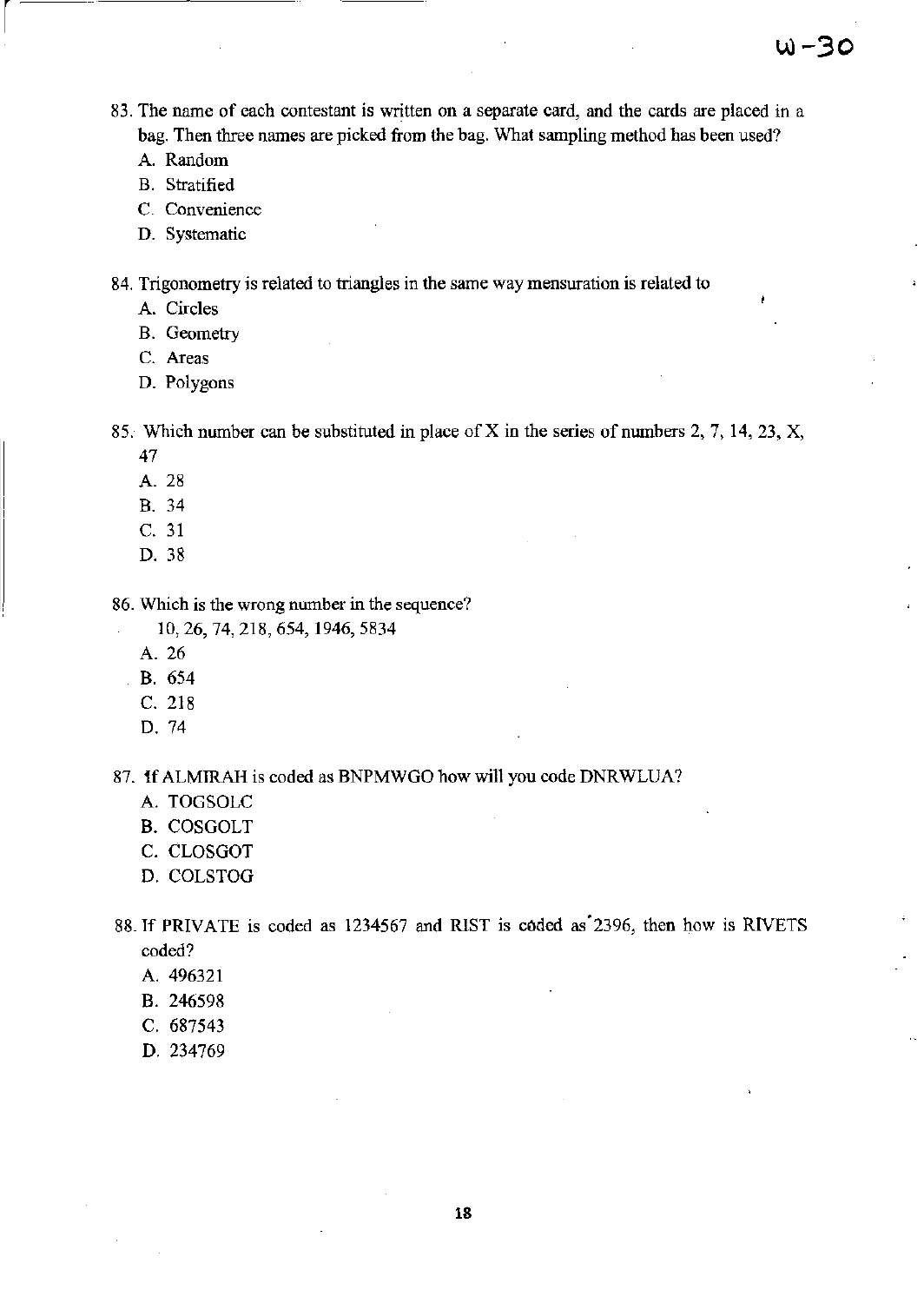83. The name of each contestant is written on a separate card, and the cards are placed in a bag. Then three names are picked from the bag. What sampling method has been used?
    - A. Random
    - B. Stratified
    - C. Convenience
    - D. Systematic

84. Trigonometry is related to triangles in the same way mensuration is related to
    - A. Circles
    - B. Geometry
    - C. Areas
    - D. Polygons

85. Which number can be substituted in place of X in the series of numbers 2, 7, 14, 23, X, 47
    - A. 28
    - B. 34
    - C. 31
    - D. 38

86. Which is the wrong number in the sequence?

    10, 26, 74, 218, 654, 1946, 5834
    - A. 26
    - B. 654
    - C. 218
    - D. 74

87. If ALMIRAH is coded as BNPMWGO how will you code DNRWLUA?
    - A. TOGSOLC
    - B. COSGOLT
    - C. CLOSGOT
    - D. COLSTOG

88. If PRIVATE is coded as 1234567 and RIST is coded as 2396, then how is RIVETS coded?
    - A. 496321
    - B. 246598
    - C. 687543
    - D. 234769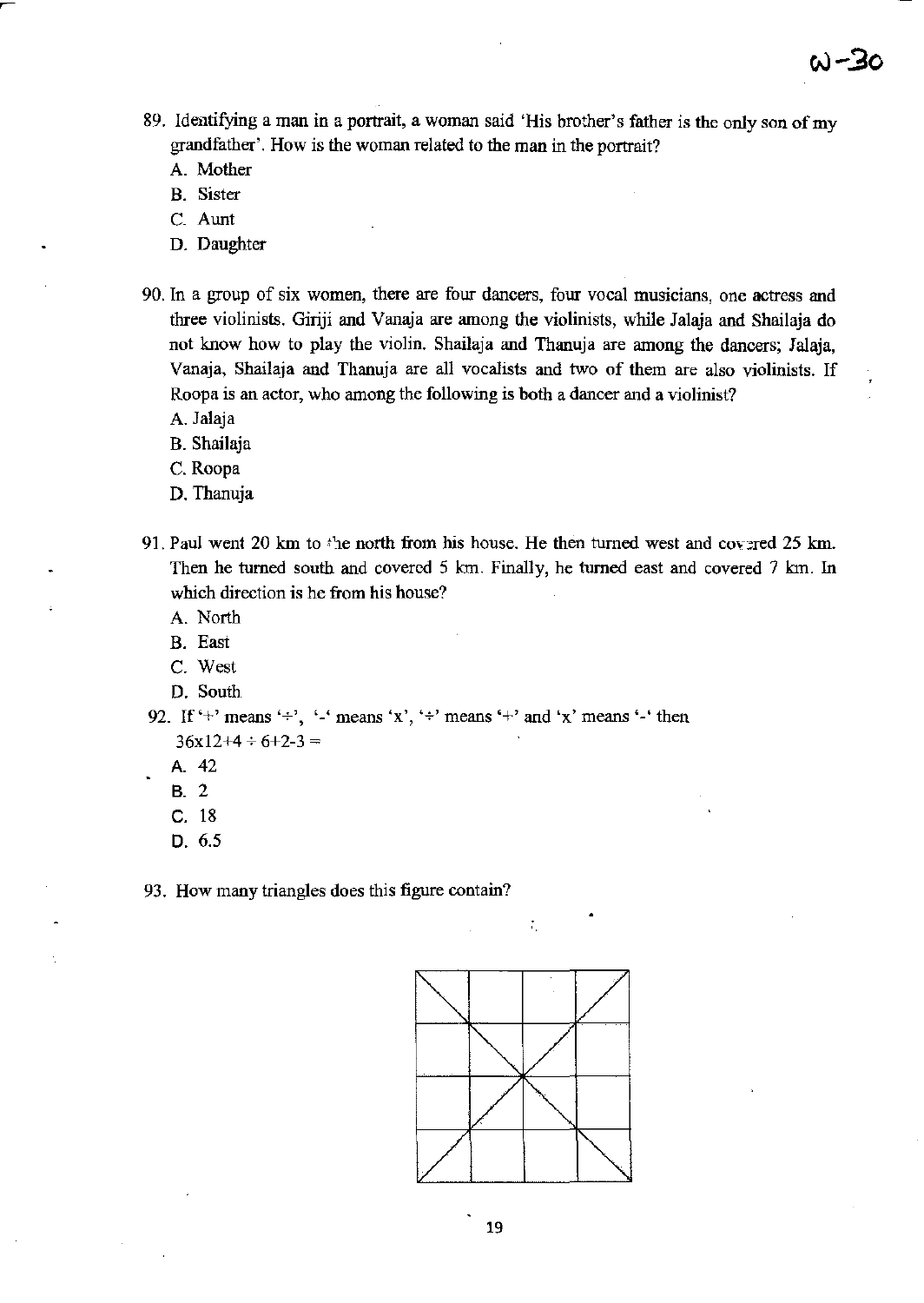89. Identifying a man in a portrait, a woman said 'His brother's father is the only son of my grandfather'. How is the woman related to the man in the portrait?
   - A. Mother
   - B. Sister
   - C. Aunt
   - D. Daughter

90. In a group of six women, there are four dancers, four vocal musicians, one actress and three violinists. Girija and Vanaja are among the violinists, while Jalaja and Shailaja do not know how to play the violin. Shailaja and Thanuja are among the dancers; Jalaja, Vanaja, Shailaja and Thanuja are all vocalists and two of them are also violinists. If Roopa is an actor, who among the following is both a dancer and a violinist?
   - A. Jalaja
   - B. Shailaja
   - C. Roopa
   - D. Thanuja

91. Paul went 20 km to the north from his house. He then turned west and covered 25 km. Then he turned south and covered 5 km. Finally, he turned east and covered 7 km. In which direction is he from his house?
   - A. North
   - B. East
   - C. West
   - D. South

92. If '+' means '÷', '-' means 'x', '÷' means '+' and 'x' means '-' then
   36x12+4 ÷ 6+2-3 =
   - A. 42
   - B. 2
   - C. 18
   - D. 6.5

93. How many triangles does this figure contain?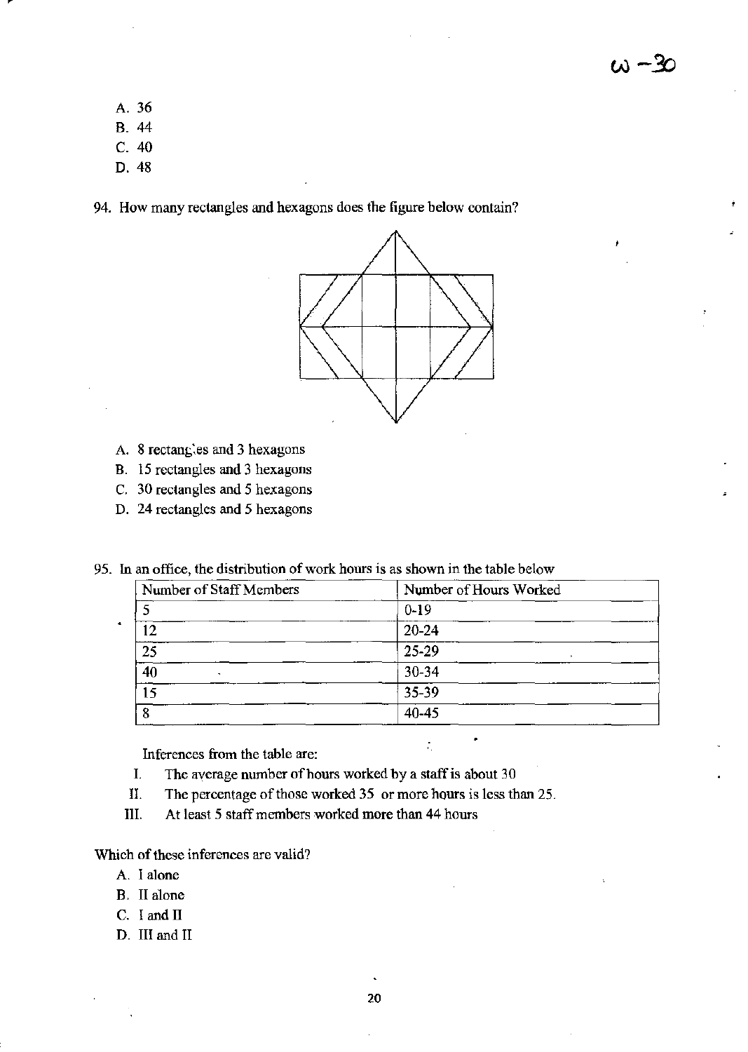A. 36
B. 44
C. 40
D. 48

94. How many rectangles and hexagons does the figure below contain?

A. 8 rectangles and 3 hexagons
B. 15 rectangles and 3 hexagons
C. 30 rectangles and 5 hexagons
D. 24 rectangles and 5 hexagons

95. In an office, the distribution of work hours is as shown in the table below

| Number of Staff Members | Number of Hours Worked |
|---|---|
| 5 | 0-19 |
| 12 | 20-24 |
| 25 | 25-29 |
| 40 | 30-34 |
| 15 | 35-39 |
| 8 | 40-45 |

Inferences from the table are:

I. The average number of hours worked by a staff is about 30
II. The percentage of those worked 35 or more hours is less than 25.
III. At least 5 staff members worked more than 44 hours

Which of these inferences are valid?

A. I alone
B. II alone
C. I and II
D. III and II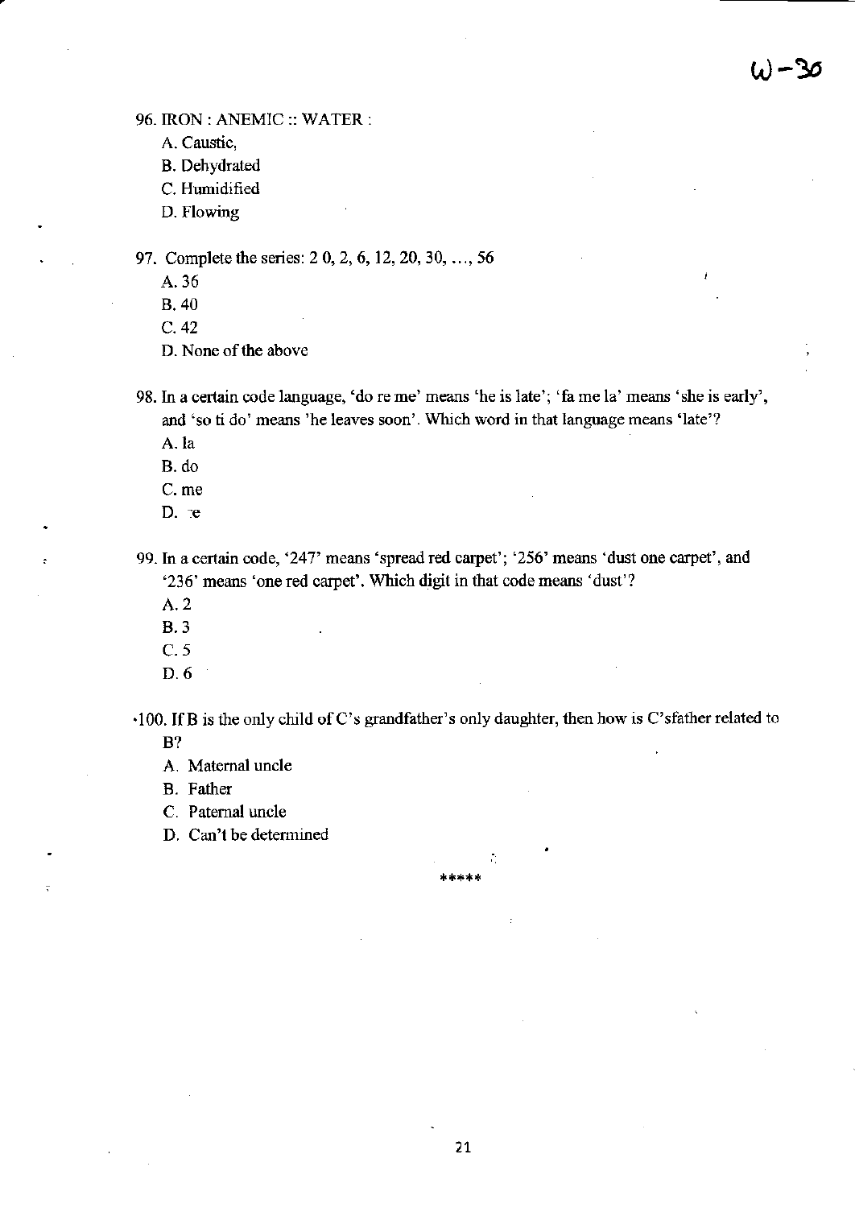W-30

96. IRON : ANEMIC :: WATER :

   A. Caustic,
   B. Dehydrated
   C. Humidified
   D. Flowing

97. Complete the series: 2 0, 2, 6, 12, 20, 30, ..., 56

   A. 36
   B. 40
   C. 42
   D. None of the above

98. In a certain code language, 'do re me' means 'he is late'; 'fa me la' means 'she is early', and 'so ti do' means 'he leaves soon'. Which word in that language means 'late'?

   A. la
   B. do
   C. me
   D. re

99. In a certain code, '247' means 'spread red carpet'; '256' means 'dust one carpet', and '236' means 'one red carpet'. Which digit in that code means 'dust'?

   A. 2
   B. 3
   C. 5
   D. 6

100. If B is the only child of C's grandfather's only daughter, then how is C'sfather related to B?

   A. Maternal uncle
   B. Father
   C. Paternal uncle
   D. Can't be determined

*****